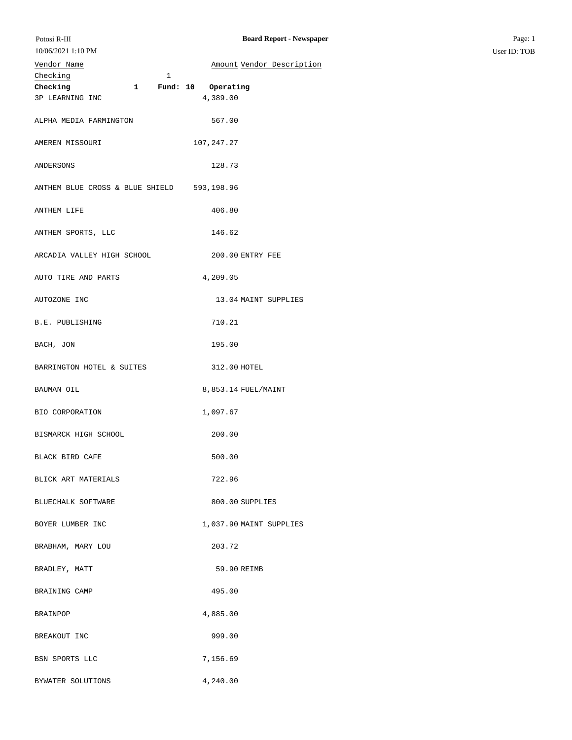Potosi R-III

10/06/2021 1:10 PM

**Board Report - Newspaper**

User ID: TOB

| Vendor Name | Amount | Vendor Description |
| --- | --- | --- |
| Checking 1 | | |
| **Checking 1 Fund: 10 Operating** | | |
| 3P LEARNING INC | 4,389.00 | |
| ALPHA MEDIA FARMINGTON | 567.00 | |
| AMEREN MISSOURI | 107,247.27 | |
| ANDERSONS | 128.73 | |
| ANTHEM BLUE CROSS & BLUE SHIELD | 593,198.96 | |
| ANTHEM LIFE | 406.80 | |
| ANTHEM SPORTS, LLC | 146.62 | |
| ARCADIA VALLEY HIGH SCHOOL | 200.00 | ENTRY FEE |
| AUTO TIRE AND PARTS | 4,209.05 | |
| AUTOZONE INC | 13.04 | MAINT SUPPLIES |
| B.E. PUBLISHING | 710.21 | |
| BACH, JON | 195.00 | |
| BARRINGTON HOTEL & SUITES | 312.00 | HOTEL |
| BAUMAN OIL | 8,853.14 | FUEL/MAINT |
| BIO CORPORATION | 1,097.67 | |
| BISMARCK HIGH SCHOOL | 200.00 | |
| BLACK BIRD CAFE | 500.00 | |
| BLICK ART MATERIALS | 722.96 | |
| BLUECHALK SOFTWARE | 800.00 | SUPPLIES |
| BOYER LUMBER INC | 1,037.90 | MAINT SUPPLIES |
| BRABHAM, MARY LOU | 203.72 | |
| BRADLEY, MATT | 59.90 | REIMB |
| BRAINING CAMP | 495.00 | |
| BRAINPOP | 4,885.00 | |
| BREAKOUT INC | 999.00 | |
| BSN SPORTS LLC | 7,156.69 | |
| BYWATER SOLUTIONS | 4,240.00 | |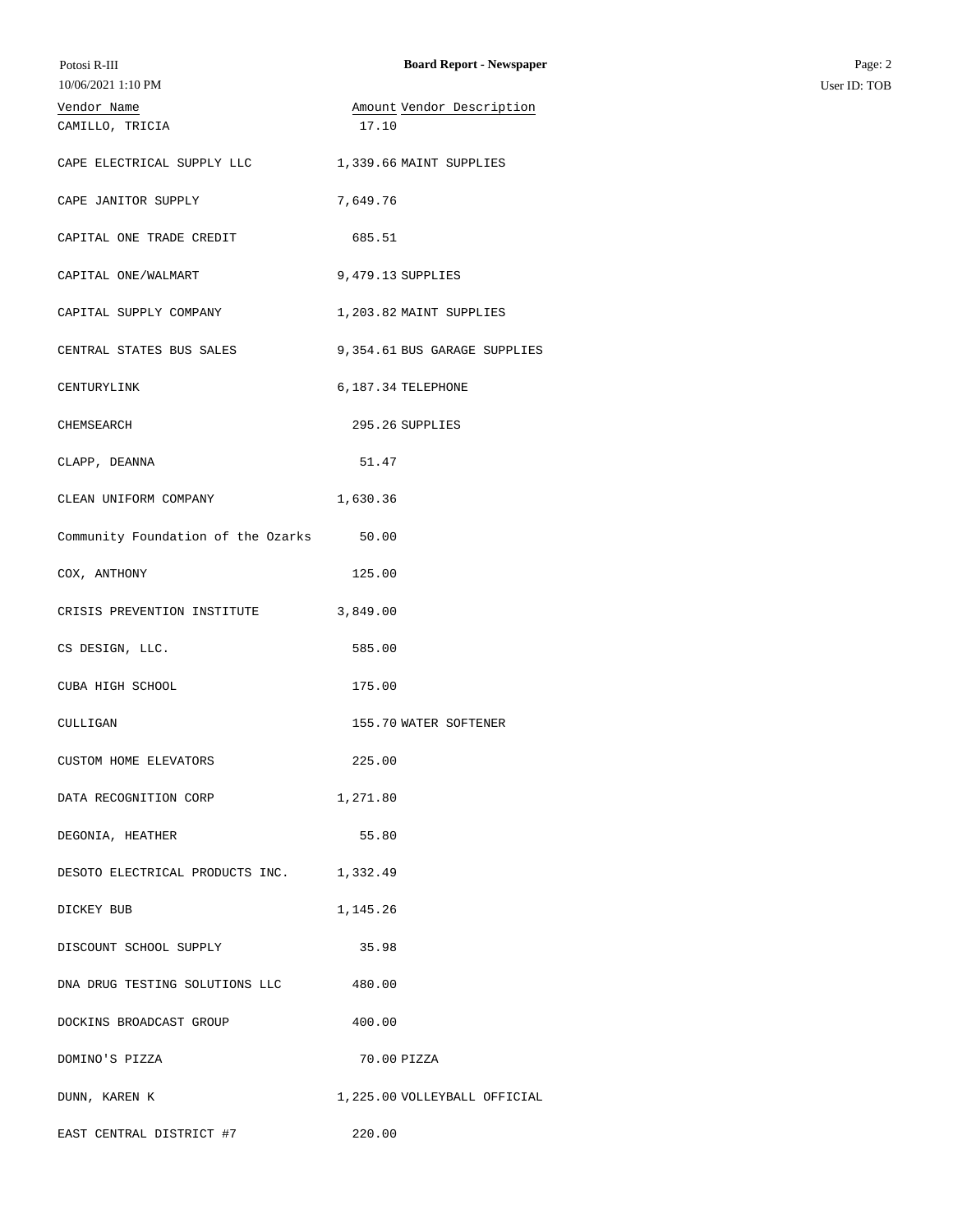| Vendor Name | Amount | Vendor Description |
|---|---|---|
| CAMILLO, TRICIA | 17.10 | |
| CAPE ELECTRICAL SUPPLY LLC | 1,339.66 | MAINT SUPPLIES |
| CAPE JANITOR SUPPLY | 7,649.76 | |
| CAPITAL ONE TRADE CREDIT | 685.51 | |
| CAPITAL ONE/WALMART | 9,479.13 | SUPPLIES |
| CAPITAL SUPPLY COMPANY | 1,203.82 | MAINT SUPPLIES |
| CENTRAL STATES BUS SALES | 9,354.61 | BUS GARAGE SUPPLIES |
| CENTURYLINK | 6,187.34 | TELEPHONE |
| CHEMSEARCH | 295.26 | SUPPLIES |
| CLAPP, DEANNA | 51.47 | |
| CLEAN UNIFORM COMPANY | 1,630.36 | |
| Community Foundation of the Ozarks | 50.00 | |
| COX, ANTHONY | 125.00 | |
| CRISIS PREVENTION INSTITUTE | 3,849.00 | |
| CS DESIGN, LLC. | 585.00 | |
| CUBA HIGH SCHOOL | 175.00 | |
| CULLIGAN | 155.70 | WATER SOFTENER |
| CUSTOM HOME ELEVATORS | 225.00 | |
| DATA RECOGNITION CORP | 1,271.80 | |
| DEGONIA, HEATHER | 55.80 | |
| DESOTO ELECTRICAL PRODUCTS INC. | 1,332.49 | |
| DICKEY BUB | 1,145.26 | |
| DISCOUNT SCHOOL SUPPLY | 35.98 | |
| DNA DRUG TESTING SOLUTIONS LLC | 480.00 | |
| DOCKINS BROADCAST GROUP | 400.00 | |
| DOMINO'S PIZZA | 70.00 | PIZZA |
| DUNN, KAREN K | 1,225.00 | VOLLEYBALL OFFICIAL |
| EAST CENTRAL DISTRICT #7 | 220.00 | |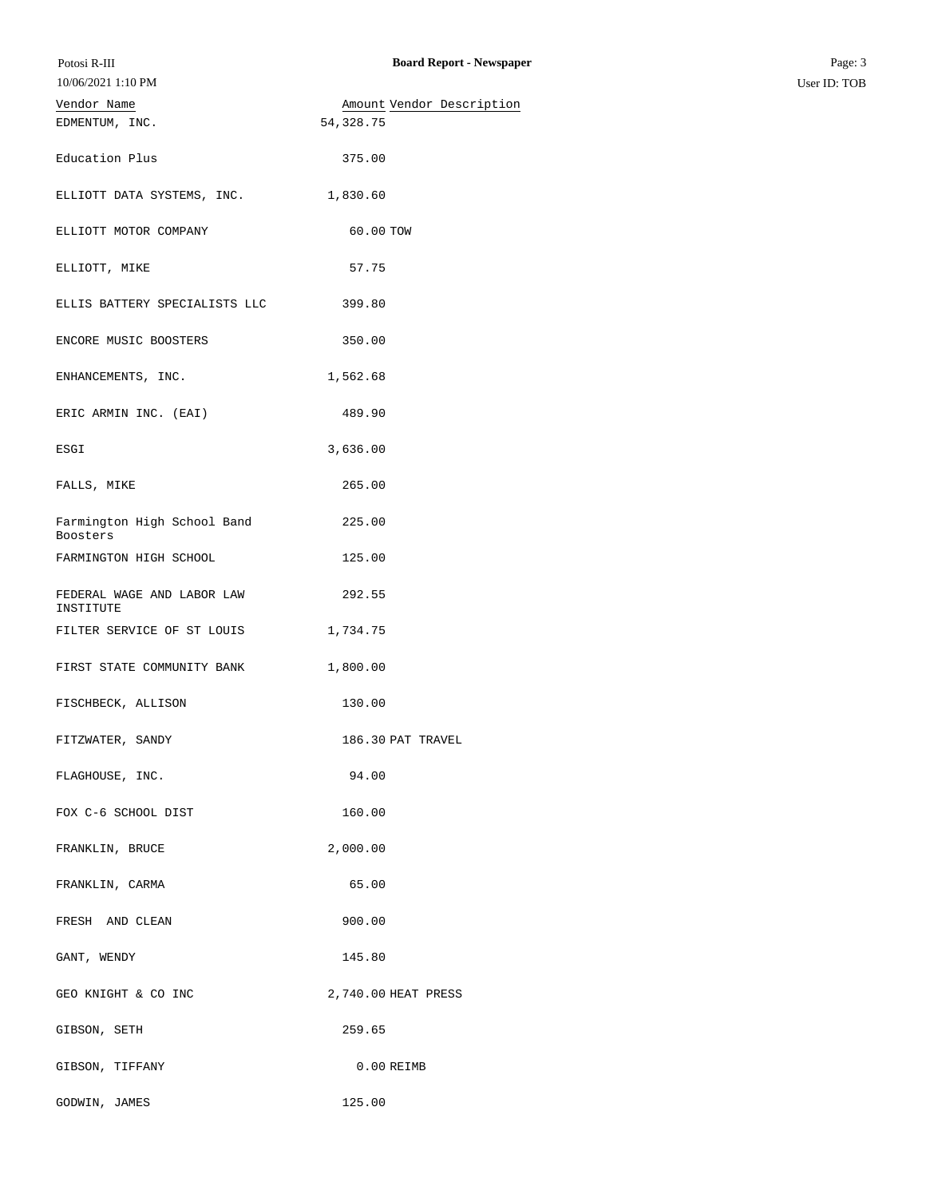| Vendor Name | Amount | Vendor Description |
|---|---|---|
| EDMENTUM, INC. | 54,328.75 | |
| Education Plus | 375.00 | |
| ELLIOTT DATA SYSTEMS, INC. | 1,830.60 | |
| ELLIOTT MOTOR COMPANY | 60.00 | TOW |
| ELLIOTT, MIKE | 57.75 | |
| ELLIS BATTERY SPECIALISTS LLC | 399.80 | |
| ENCORE MUSIC BOOSTERS | 350.00 | |
| ENHANCEMENTS, INC. | 1,562.68 | |
| ERIC ARMIN INC. (EAI) | 489.90 | |
| ESGI | 3,636.00 | |
| FALLS, MIKE | 265.00 | |
| Farmington High School Band Boosters | 225.00 | |
| FARMINGTON HIGH SCHOOL | 125.00 | |
| FEDERAL WAGE AND LABOR LAW INSTITUTE | 292.55 | |
| FILTER SERVICE OF ST LOUIS | 1,734.75 | |
| FIRST STATE COMMUNITY BANK | 1,800.00 | |
| FISCHBECK, ALLISON | 130.00 | |
| FITZWATER, SANDY | 186.30 | PAT TRAVEL |
| FLAGHOUSE, INC. | 94.00 | |
| FOX C-6 SCHOOL DIST | 160.00 | |
| FRANKLIN, BRUCE | 2,000.00 | |
| FRANKLIN, CARMA | 65.00 | |
| FRESH AND CLEAN | 900.00 | |
| GANT, WENDY | 145.80 | |
| GEO KNIGHT & CO INC | 2,740.00 | HEAT PRESS |
| GIBSON, SETH | 259.65 | |
| GIBSON, TIFFANY | 0.00 | REIMB |
| GODWIN, JAMES | 125.00 | |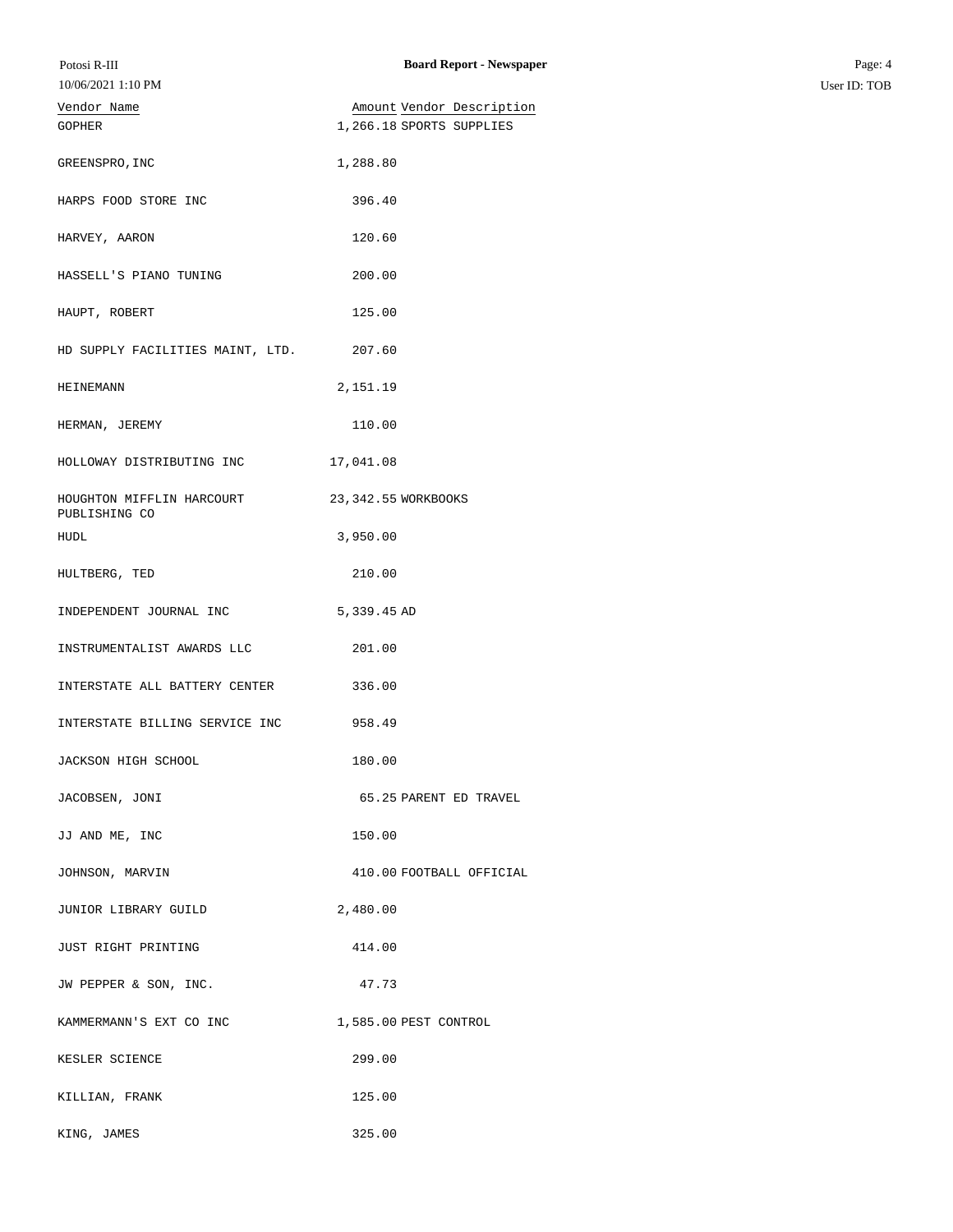| Vendor Name | Amount | Vendor Description |
|---|---|---|
| GOPHER | 1,266.18 | SPORTS SUPPLIES |
| GREENSPRO,INC | 1,288.80 | |
| HARPS FOOD STORE INC | 396.40 | |
| HARVEY, AARON | 120.60 | |
| HASSELL'S PIANO TUNING | 200.00 | |
| HAUPT, ROBERT | 125.00 | |
| HD SUPPLY FACILITIES MAINT, LTD. | 207.60 | |
| HEINEMANN | 2,151.19 | |
| HERMAN, JEREMY | 110.00 | |
| HOLLOWAY DISTRIBUTING INC | 17,041.08 | |
| HOUGHTON MIFFLIN HARCOURT PUBLISHING CO | 23,342.55 | WORKBOOKS |
| HUDL | 3,950.00 | |
| HULTBERG, TED | 210.00 | |
| INDEPENDENT JOURNAL INC | 5,339.45 | AD |
| INSTRUMENTALIST AWARDS LLC | 201.00 | |
| INTERSTATE ALL BATTERY CENTER | 336.00 | |
| INTERSTATE BILLING SERVICE INC | 958.49 | |
| JACKSON HIGH SCHOOL | 180.00 | |
| JACOBSEN, JONI | 65.25 | PARENT ED TRAVEL |
| JJ AND ME, INC | 150.00 | |
| JOHNSON, MARVIN | 410.00 | FOOTBALL OFFICIAL |
| JUNIOR LIBRARY GUILD | 2,480.00 | |
| JUST RIGHT PRINTING | 414.00 | |
| JW PEPPER & SON, INC. | 47.73 | |
| KAMMERMANN'S EXT CO INC | 1,585.00 | PEST CONTROL |
| KESLER SCIENCE | 299.00 | |
| KILLIAN, FRANK | 125.00 | |
| KING, JAMES | 325.00 | |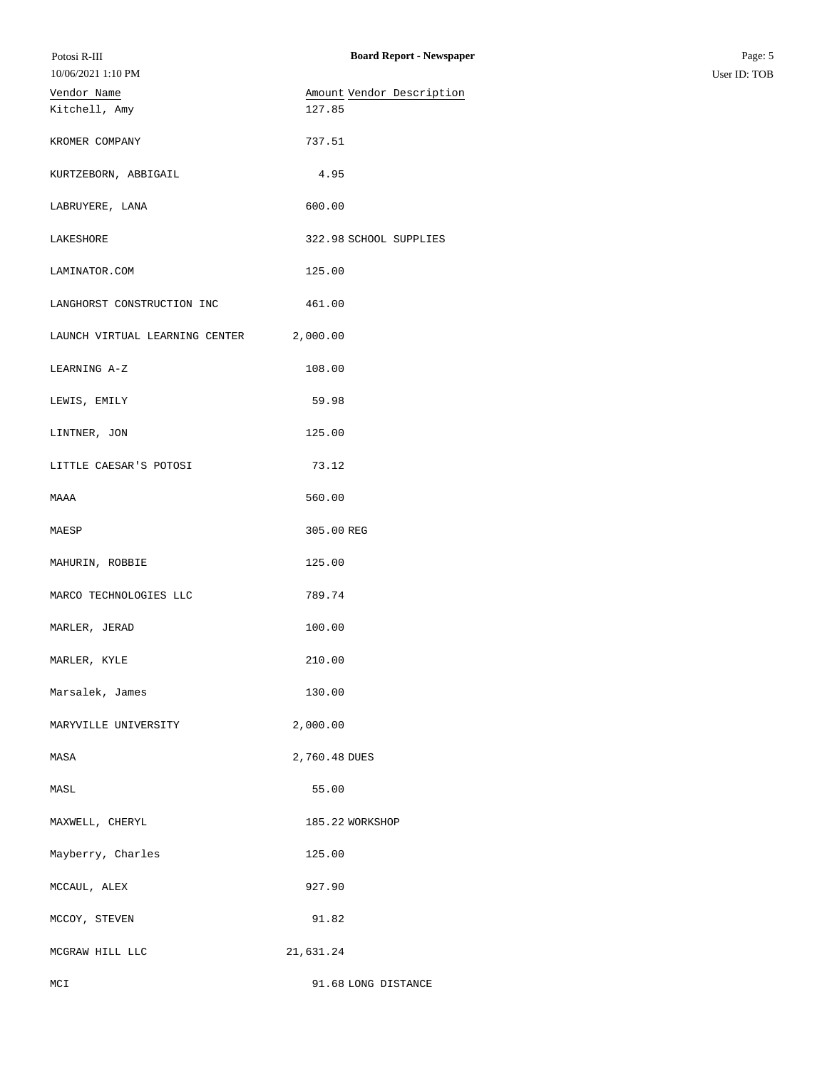| Vendor Name | Amount | Vendor Description |
|---|---|---|
| Kitchell, Amy | 127.85 | |
| KROMER COMPANY | 737.51 | |
| KURTZEBORN, ABBIGAIL | 4.95 | |
| LABRUYERE, LANA | 600.00 | |
| LAKESHORE | 322.98 | SCHOOL SUPPLIES |
| LAMINATOR.COM | 125.00 | |
| LANGHORST CONSTRUCTION INC | 461.00 | |
| LAUNCH VIRTUAL LEARNING CENTER | 2,000.00 | |
| LEARNING A-Z | 108.00 | |
| LEWIS, EMILY | 59.98 | |
| LINTNER, JON | 125.00 | |
| LITTLE CAESAR'S POTOSI | 73.12 | |
| MAAA | 560.00 | |
| MAESP | 305.00 | REG |
| MAHURIN, ROBBIE | 125.00 | |
| MARCO TECHNOLOGIES LLC | 789.74 | |
| MARLER, JERAD | 100.00 | |
| MARLER, KYLE | 210.00 | |
| Marsalek, James | 130.00 | |
| MARYVILLE UNIVERSITY | 2,000.00 | |
| MASA | 2,760.48 | DUES |
| MASL | 55.00 | |
| MAXWELL, CHERYL | 185.22 | WORKSHOP |
| Mayberry, Charles | 125.00 | |
| MCCAUL, ALEX | 927.90 | |
| MCCOY, STEVEN | 91.82 | |
| MCGRAW HILL LLC | 21,631.24 | |
| MCI | 91.68 | LONG DISTANCE |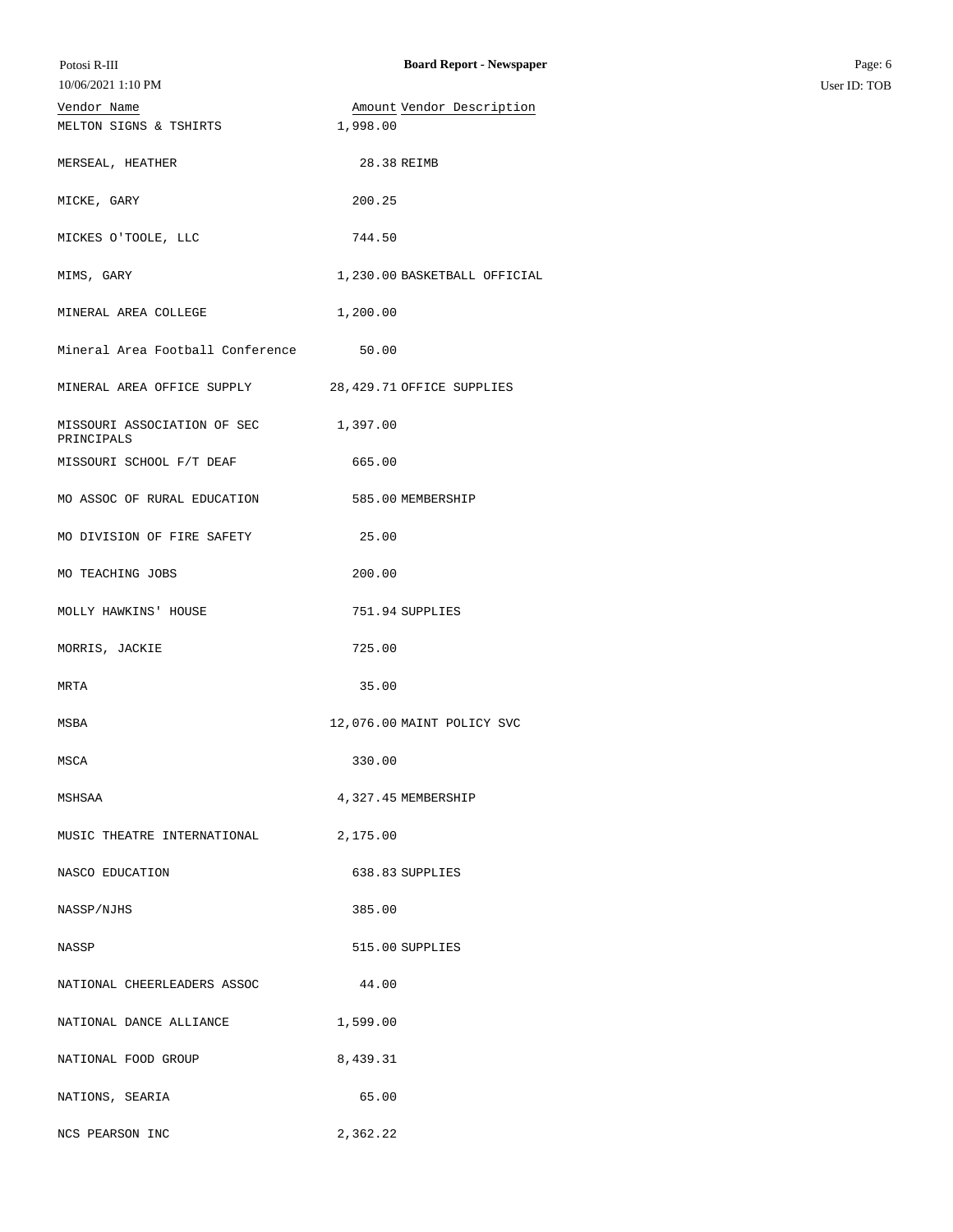| Vendor Name | Amount | Vendor Description |
| --- | --- | --- |
| MELTON SIGNS & TSHIRTS | 1,998.00 | |
| MERSEAL, HEATHER | 28.38 | REIMB |
| MICKE, GARY | 200.25 | |
| MICKES O'TOOLE, LLC | 744.50 | |
| MIMS, GARY | 1,230.00 | BASKETBALL OFFICIAL |
| MINERAL AREA COLLEGE | 1,200.00 | |
| Mineral Area Football Conference | 50.00 | |
| MINERAL AREA OFFICE SUPPLY | 28,429.71 | OFFICE SUPPLIES |
| MISSOURI ASSOCIATION OF SEC PRINCIPALS | 1,397.00 | |
| MISSOURI SCHOOL F/T DEAF | 665.00 | |
| MO ASSOC OF RURAL EDUCATION | 585.00 | MEMBERSHIP |
| MO DIVISION OF FIRE SAFETY | 25.00 | |
| MO TEACHING JOBS | 200.00 | |
| MOLLY HAWKINS' HOUSE | 751.94 | SUPPLIES |
| MORRIS, JACKIE | 725.00 | |
| MRTA | 35.00 | |
| MSBA | 12,076.00 | MAINT POLICY SVC |
| MSCA | 330.00 | |
| MSHSAA | 4,327.45 | MEMBERSHIP |
| MUSIC THEATRE INTERNATIONAL | 2,175.00 | |
| NASCO EDUCATION | 638.83 | SUPPLIES |
| NASSP/NJHS | 385.00 | |
| NASSP | 515.00 | SUPPLIES |
| NATIONAL CHEERLEADERS ASSOC | 44.00 | |
| NATIONAL DANCE ALLIANCE | 1,599.00 | |
| NATIONAL FOOD GROUP | 8,439.31 | |
| NATIONS, SEARIA | 65.00 | |
| NCS PEARSON INC | 2,362.22 | |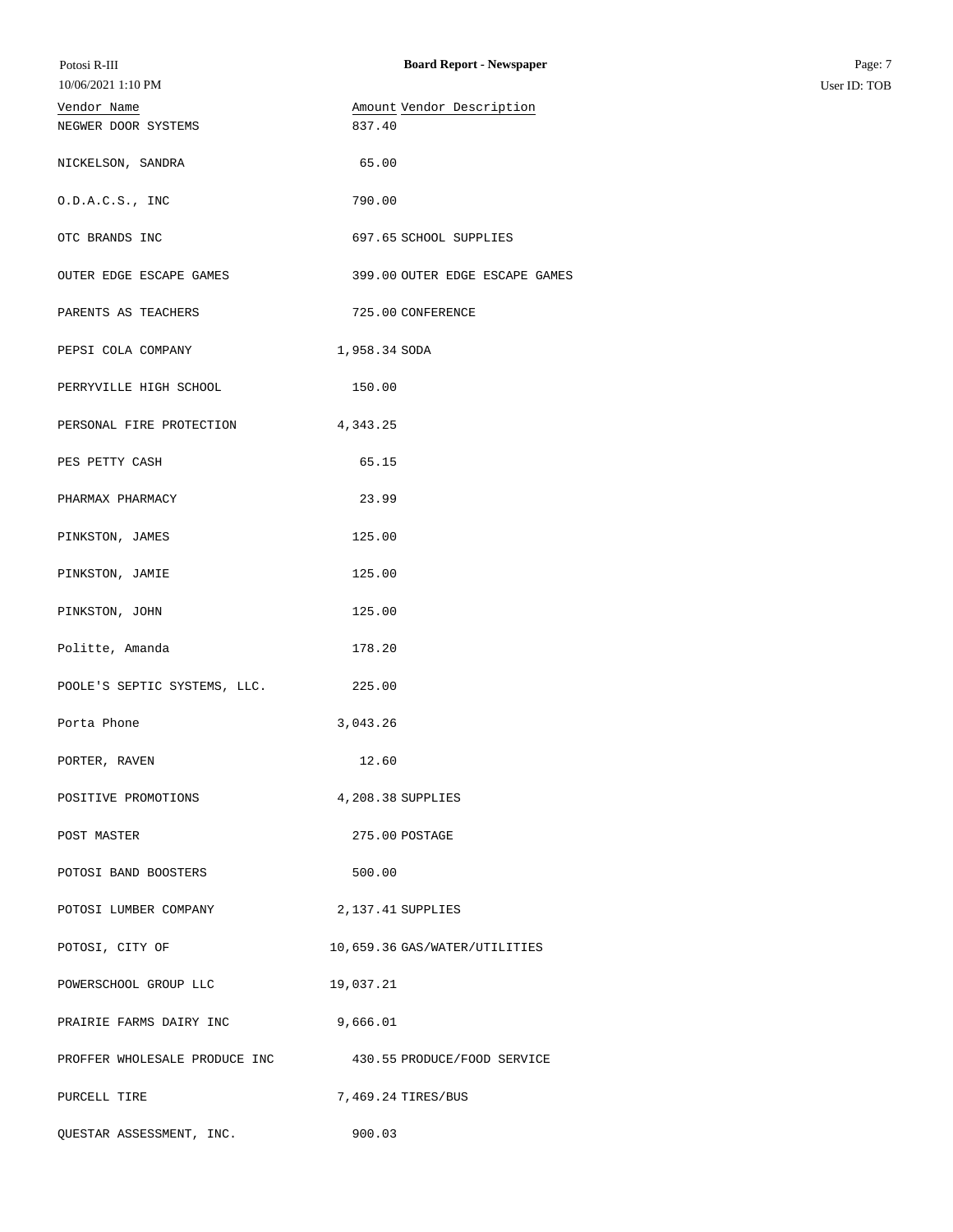| Vendor Name | Amount | Vendor Description |
|---|---|---|
| NEGWER DOOR SYSTEMS | 837.40 | |
| NICKELSON, SANDRA | 65.00 | |
| O.D.A.C.S., INC | 790.00 | |
| OTC BRANDS INC | 697.65 | SCHOOL SUPPLIES |
| OUTER EDGE ESCAPE GAMES | 399.00 | OUTER EDGE ESCAPE GAMES |
| PARENTS AS TEACHERS | 725.00 | CONFERENCE |
| PEPSI COLA COMPANY | 1,958.34 | SODA |
| PERRYVILLE HIGH SCHOOL | 150.00 | |
| PERSONAL FIRE PROTECTION | 4,343.25 | |
| PES PETTY CASH | 65.15 | |
| PHARMAX PHARMACY | 23.99 | |
| PINKSTON, JAMES | 125.00 | |
| PINKSTON, JAMIE | 125.00 | |
| PINKSTON, JOHN | 125.00 | |
| Politte, Amanda | 178.20 | |
| POOLE'S SEPTIC SYSTEMS, LLC. | 225.00 | |
| Porta Phone | 3,043.26 | |
| PORTER, RAVEN | 12.60 | |
| POSITIVE PROMOTIONS | 4,208.38 | SUPPLIES |
| POST MASTER | 275.00 | POSTAGE |
| POTOSI BAND BOOSTERS | 500.00 | |
| POTOSI LUMBER COMPANY | 2,137.41 | SUPPLIES |
| POTOSI, CITY OF | 10,659.36 | GAS/WATER/UTILITIES |
| POWERSCHOOL GROUP LLC | 19,037.21 | |
| PRAIRIE FARMS DAIRY INC | 9,666.01 | |
| PROFFER WHOLESALE PRODUCE INC | 430.55 | PRODUCE/FOOD SERVICE |
| PURCELL TIRE | 7,469.24 | TIRES/BUS |
| QUESTAR ASSESSMENT, INC. | 900.03 | |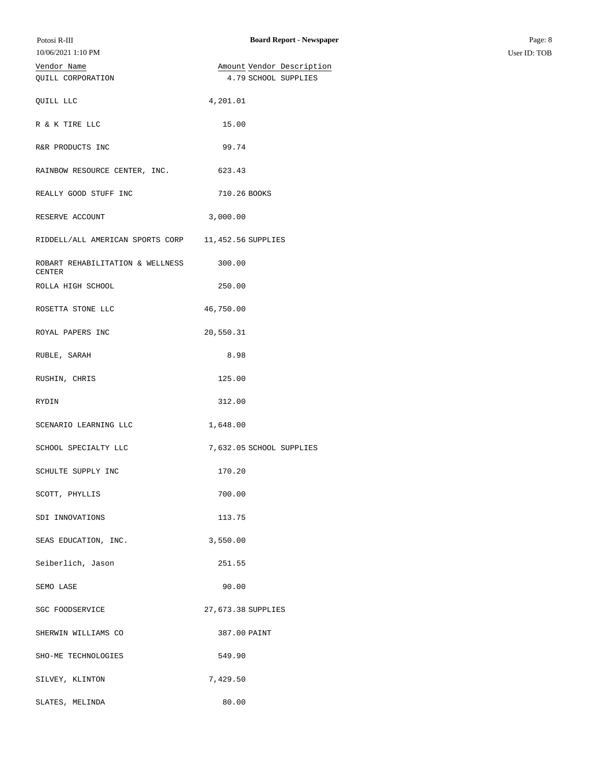| Vendor Name | Amount | Vendor Description |
|---|---|---|
| QUILL CORPORATION | 4.79 | SCHOOL SUPPLIES |
| QUILL LLC | 4,201.01 | |
| R & K TIRE LLC | 15.00 | |
| R&R PRODUCTS INC | 99.74 | |
| RAINBOW RESOURCE CENTER, INC. | 623.43 | |
| REALLY GOOD STUFF INC | 710.26 | BOOKS |
| RESERVE ACCOUNT | 3,000.00 | |
| RIDDELL/ALL AMERICAN SPORTS CORP | 11,452.56 | SUPPLIES |
| ROBART REHABILITATION & WELLNESS CENTER | 300.00 | |
| ROLLA HIGH SCHOOL | 250.00 | |
| ROSETTA STONE LLC | 46,750.00 | |
| ROYAL PAPERS INC | 20,550.31 | |
| RUBLE, SARAH | 8.98 | |
| RUSHIN, CHRIS | 125.00 | |
| RYDIN | 312.00 | |
| SCENARIO LEARNING LLC | 1,648.00 | |
| SCHOOL SPECIALTY LLC | 7,632.05 | SCHOOL SUPPLIES |
| SCHULTE SUPPLY INC | 170.20 | |
| SCOTT, PHYLLIS | 700.00 | |
| SDI INNOVATIONS | 113.75 | |
| SEAS EDUCATION, INC. | 3,550.00 | |
| Seiberlich, Jason | 251.55 | |
| SEMO LASE | 90.00 | |
| SGC FOODSERVICE | 27,673.38 | SUPPLIES |
| SHERWIN WILLIAMS CO | 387.00 | PAINT |
| SHO-ME TECHNOLOGIES | 549.90 | |
| SILVEY, KLINTON | 7,429.50 | |
| SLATES, MELINDA | 80.00 | |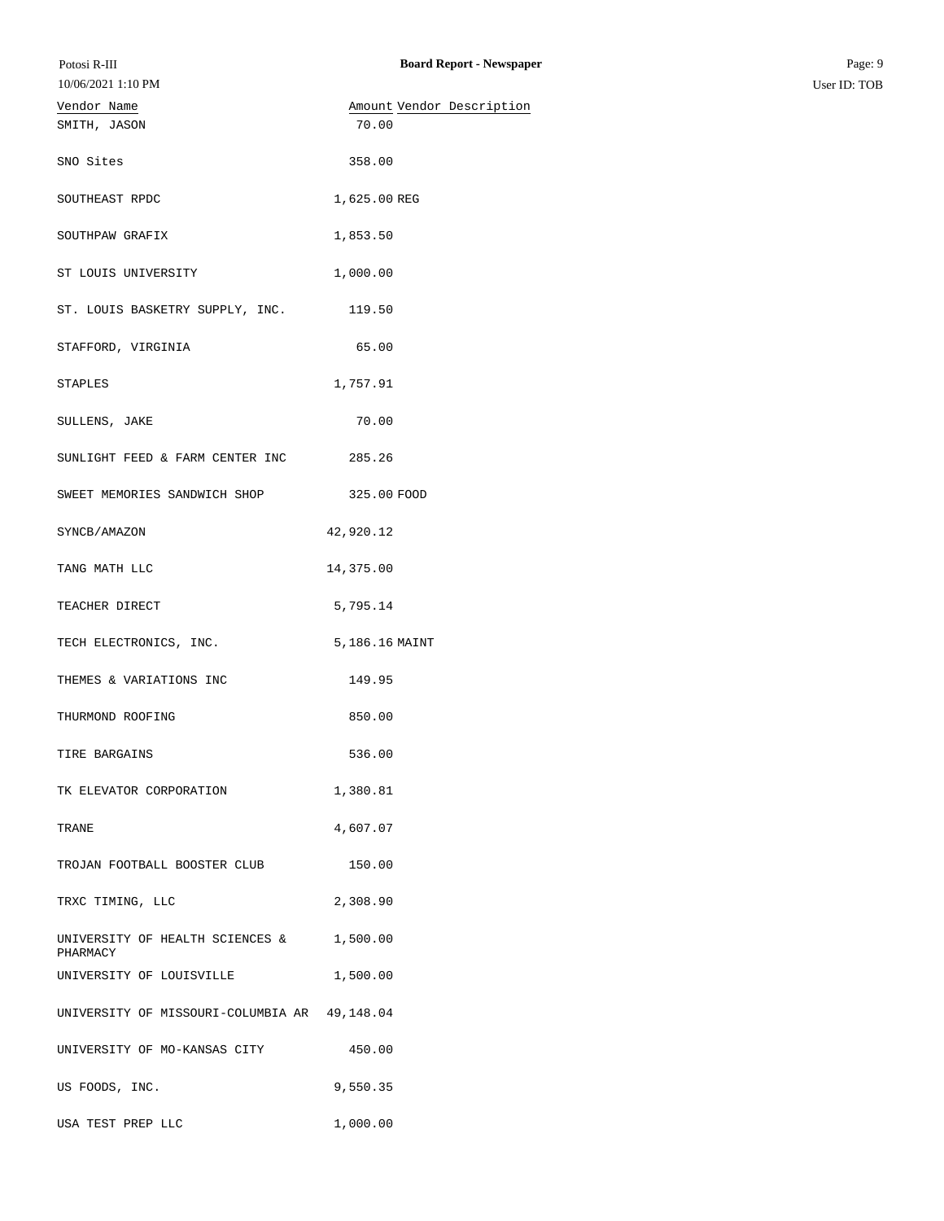| Vendor Name | Amount | Vendor Description |
| --- | --- | --- |
| SMITH, JASON | 70.00 | |
| SNO Sites | 358.00 | |
| SOUTHEAST RPDC | 1,625.00 | REG |
| SOUTHPAW GRAFIX | 1,853.50 | |
| ST LOUIS UNIVERSITY | 1,000.00 | |
| ST. LOUIS BASKETRY SUPPLY, INC. | 119.50 | |
| STAFFORD, VIRGINIA | 65.00 | |
| STAPLES | 1,757.91 | |
| SULLENS, JAKE | 70.00 | |
| SUNLIGHT FEED & FARM CENTER INC | 285.26 | |
| SWEET MEMORIES SANDWICH SHOP | 325.00 | FOOD |
| SYNCB/AMAZON | 42,920.12 | |
| TANG MATH LLC | 14,375.00 | |
| TEACHER DIRECT | 5,795.14 | |
| TECH ELECTRONICS, INC. | 5,186.16 | MAINT |
| THEMES & VARIATIONS INC | 149.95 | |
| THURMOND ROOFING | 850.00 | |
| TIRE BARGAINS | 536.00 | |
| TK ELEVATOR CORPORATION | 1,380.81 | |
| TRANE | 4,607.07 | |
| TROJAN FOOTBALL BOOSTER CLUB | 150.00 | |
| TRXC TIMING, LLC | 2,308.90 | |
| UNIVERSITY OF HEALTH SCIENCES & PHARMACY | 1,500.00 | |
| UNIVERSITY OF LOUISVILLE | 1,500.00 | |
| UNIVERSITY OF MISSOURI-COLUMBIA AR | 49,148.04 | |
| UNIVERSITY OF MO-KANSAS CITY | 450.00 | |
| US FOODS, INC. | 9,550.35 | |
| USA TEST PREP LLC | 1,000.00 | |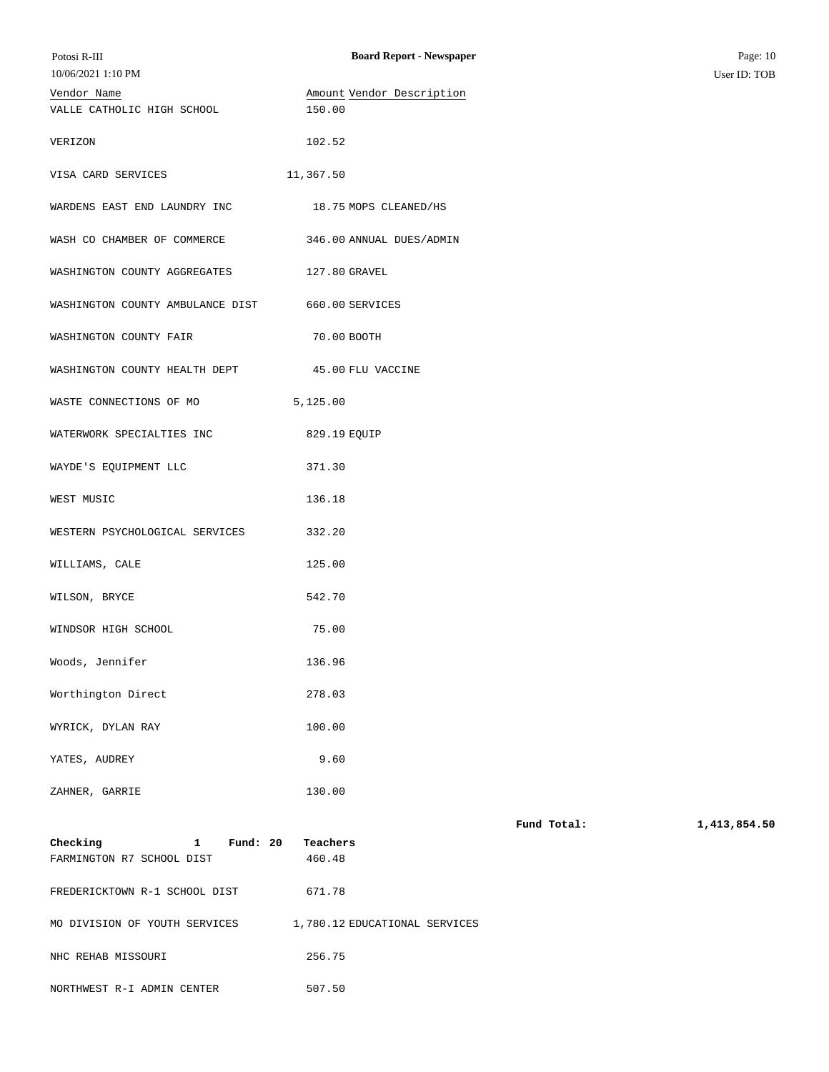| Vendor Name | Amount | Vendor Description |
| --- | --- | --- |
| VALLE CATHOLIC HIGH SCHOOL | 150.00 | |
| VERIZON | 102.52 | |
| VISA CARD SERVICES | 11,367.50 | |
| WARDENS EAST END LAUNDRY INC | 18.75 | MOPS CLEANED/HS |
| WASH CO CHAMBER OF COMMERCE | 346.00 | ANNUAL DUES/ADMIN |
| WASHINGTON COUNTY AGGREGATES | 127.80 | GRAVEL |
| WASHINGTON COUNTY AMBULANCE DIST | 660.00 | SERVICES |
| WASHINGTON COUNTY FAIR | 70.00 | BOOTH |
| WASHINGTON COUNTY HEALTH DEPT | 45.00 | FLU VACCINE |
| WASTE CONNECTIONS OF MO | 5,125.00 | |
| WATERWORK SPECIALTIES INC | 829.19 | EQUIP |
| WAYDE'S EQUIPMENT LLC | 371.30 | |
| WEST MUSIC | 136.18 | |
| WESTERN PSYCHOLOGICAL SERVICES | 332.20 | |
| WILLIAMS, CALE | 125.00 | |
| WILSON, BRYCE | 542.70 | |
| WINDSOR HIGH SCHOOL | 75.00 | |
| Woods, Jennifer | 136.96 | |
| Worthington Direct | 278.03 | |
| WYRICK, DYLAN RAY | 100.00 | |
| YATES, AUDREY | 9.60 | |
| ZAHNER, GARRIE | 130.00 | |

**Fund Total: 1,413,854.50**

**Checking 1 Fund: 20 Teachers**

| Vendor Name | Amount | Vendor Description |
| --- | --- | --- |
| FARMINGTON R7 SCHOOL DIST | 460.48 | |
| FREDERICKTOWN R-1 SCHOOL DIST | 671.78 | |
| MO DIVISION OF YOUTH SERVICES | 1,780.12 | EDUCATIONAL SERVICES |
| NHC REHAB MISSOURI | 256.75 | |
| NORTHWEST R-I ADMIN CENTER | 507.50 | |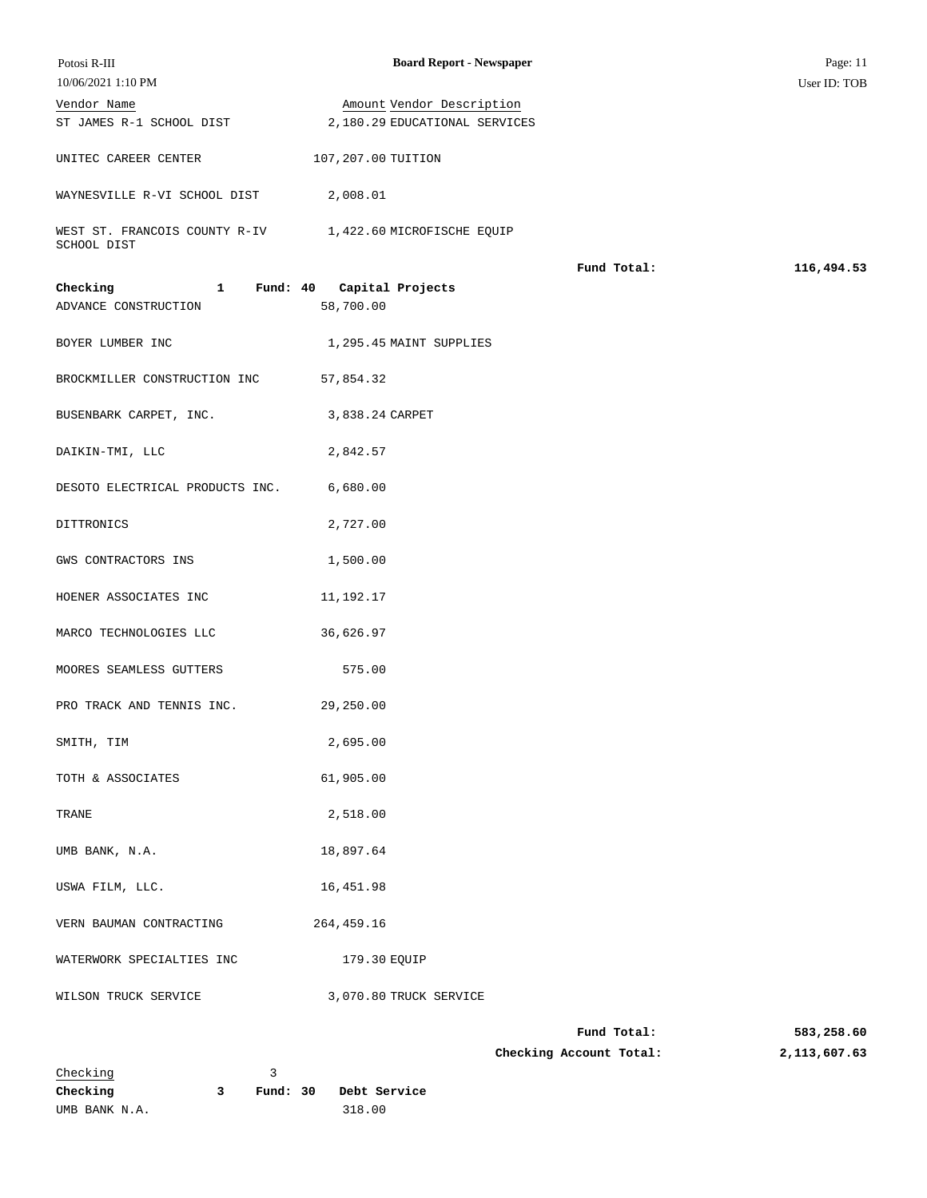| Vendor Name | Amount | Vendor Description |
|---|---|---|
| ST JAMES R-1 SCHOOL DIST | 2,180.29 | EDUCATIONAL SERVICES |
| UNITEC CAREER CENTER | 107,207.00 | TUITION |
| WAYNESVILLE R-VI SCHOOL DIST | 2,008.01 | |
| WEST ST. FRANCOIS COUNTY R-IV SCHOOL DIST | 1,422.60 | MICROFISCHE EQUIP |

**Fund Total: 116,494.53**

**Checking 1 Fund: 40 Capital Projects**

| Vendor Name | Amount | Vendor Description |
|---|---|---|
| ADVANCE CONSTRUCTION | 58,700.00 | |
| BOYER LUMBER INC | 1,295.45 | MAINT SUPPLIES |
| BROCKMILLER CONSTRUCTION INC | 57,854.32 | |
| BUSENBARK CARPET, INC. | 3,838.24 | CARPET |
| DAIKIN-TMI, LLC | 2,842.57 | |
| DESOTO ELECTRICAL PRODUCTS INC. | 6,680.00 | |
| DITTRONICS | 2,727.00 | |
| GWS CONTRACTORS INS | 1,500.00 | |
| HOENER ASSOCIATES INC | 11,192.17 | |
| MARCO TECHNOLOGIES LLC | 36,626.97 | |
| MOORES SEAMLESS GUTTERS | 575.00 | |
| PRO TRACK AND TENNIS INC. | 29,250.00 | |
| SMITH, TIM | 2,695.00 | |
| TOTH & ASSOCIATES | 61,905.00 | |
| TRANE | 2,518.00 | |
| UMB BANK, N.A. | 18,897.64 | |
| USWA FILM, LLC. | 16,451.98 | |
| VERN BAUMAN CONTRACTING | 264,459.16 | |
| WATERWORK SPECIALTIES INC | 179.30 | EQUIP |
| WILSON TRUCK SERVICE | 3,070.80 | TRUCK SERVICE |

**Fund Total: 583,258.60**

**Checking Account Total: 2,113,607.63**

Checking 3

**Checking 3 Fund: 30 Debt Service**

| Vendor Name | Amount | Vendor Description |
|---|---|---|
| UMB BANK N.A. | 318.00 | |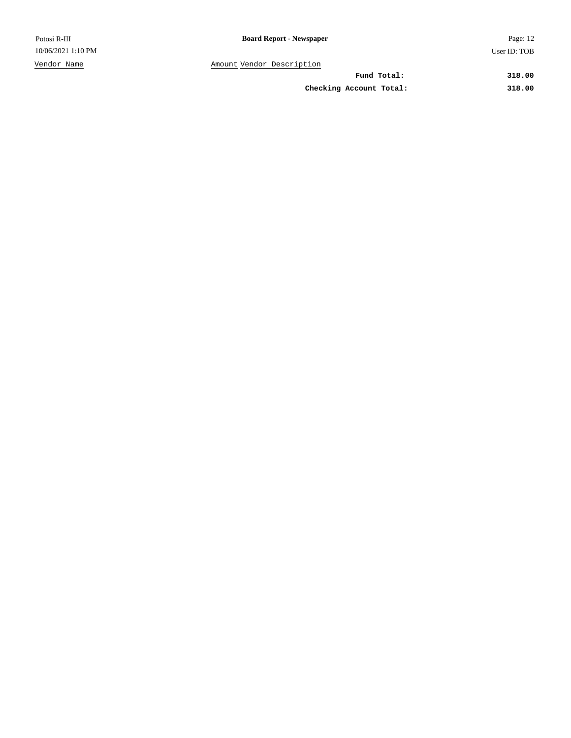| Vendor Name | Amount | Vendor Description | |
|---|---|---|---|
| | | **Fund Total:** | **318.00** |
| | | **Checking Account Total:** | **318.00** |